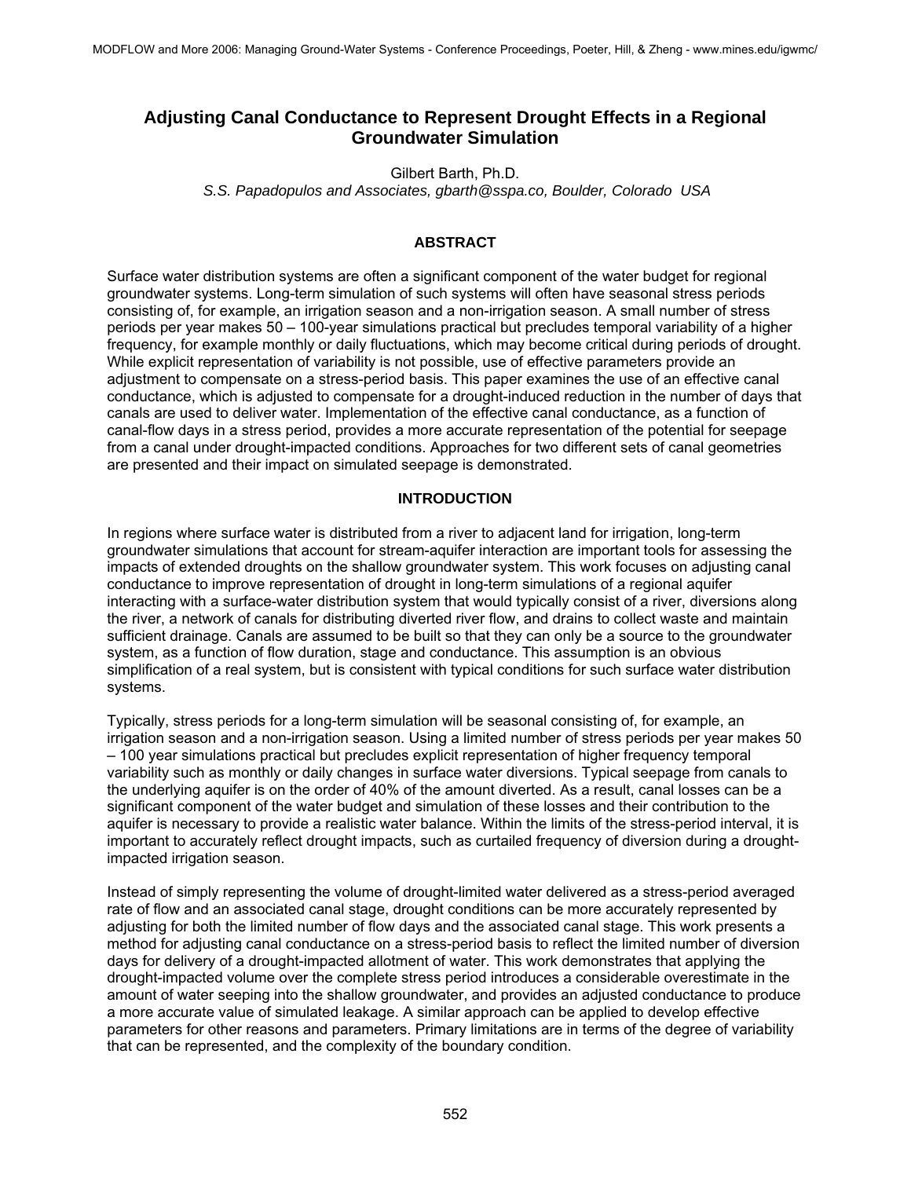# Adjusting Canal Conductance to Represent Drought Effects in a Regional Groundwater Simulation

Gilbert Barth, Ph.D.

*S.S. Papadopulos and Associates, gbarth@sspa.co, Boulder, Colorado USA*

## ABSTRACT

Surface water distribution systems are often a significant component of the water budget for regional groundwater systems. Long-term simulation of such systems will often have seasonal stress periods consisting of, for example, an irrigation season and a non-irrigation season. A small number of stress periods per year makes 50 – 100-year simulations practical but precludes temporal variability of a higher frequency, for example monthly or daily fluctuations, which may become critical during periods of drought. While explicit representation of variability is not possible, use of effective parameters provide an adjustment to compensate on a stress-period basis. This paper examines the use of an effective canal conductance, which is adjusted to compensate for a drought-induced reduction in the number of days that canals are used to deliver water. Implementation of the effective canal conductance, as a function of canal-flow days in a stress period, provides a more accurate representation of the potential for seepage from a canal under drought-impacted conditions. Approaches for two different sets of canal geometries are presented and their impact on simulated seepage is demonstrated.

## INTRODUCTION

In regions where surface water is distributed from a river to adjacent land for irrigation, long-term groundwater simulations that account for stream-aquifer interaction are important tools for assessing the impacts of extended droughts on the shallow groundwater system. This work focuses on adjusting canal conductance to improve representation of drought in long-term simulations of a regional aquifer interacting with a surface-water distribution system that would typically consist of a river, diversions along the river, a network of canals for distributing diverted river flow, and drains to collect waste and maintain sufficient drainage. Canals are assumed to be built so that they can only be a source to the groundwater system, as a function of flow duration, stage and conductance. This assumption is an obvious simplification of a real system, but is consistent with typical conditions for such surface water distribution systems.

Typically, stress periods for a long-term simulation will be seasonal consisting of, for example, an irrigation season and a non-irrigation season. Using a limited number of stress periods per year makes 50 – 100 year simulations practical but precludes explicit representation of higher frequency temporal variability such as monthly or daily changes in surface water diversions. Typical seepage from canals to the underlying aquifer is on the order of 40% of the amount diverted. As a result, canal losses can be a significant component of the water budget and simulation of these losses and their contribution to the aquifer is necessary to provide a realistic water balance. Within the limits of the stress-period interval, it is important to accurately reflect drought impacts, such as curtailed frequency of diversion during a drought-impacted irrigation season.

Instead of simply representing the volume of drought-limited water delivered as a stress-period averaged rate of flow and an associated canal stage, drought conditions can be more accurately represented by adjusting for both the limited number of flow days and the associated canal stage. This work presents a method for adjusting canal conductance on a stress-period basis to reflect the limited number of diversion days for delivery of a drought-impacted allotment of water. This work demonstrates that applying the drought-impacted volume over the complete stress period introduces a considerable overestimate in the amount of water seeping into the shallow groundwater, and provides an adjusted conductance to produce a more accurate value of simulated leakage. A similar approach can be applied to develop effective parameters for other reasons and parameters. Primary limitations are in terms of the degree of variability that can be represented, and the complexity of the boundary condition.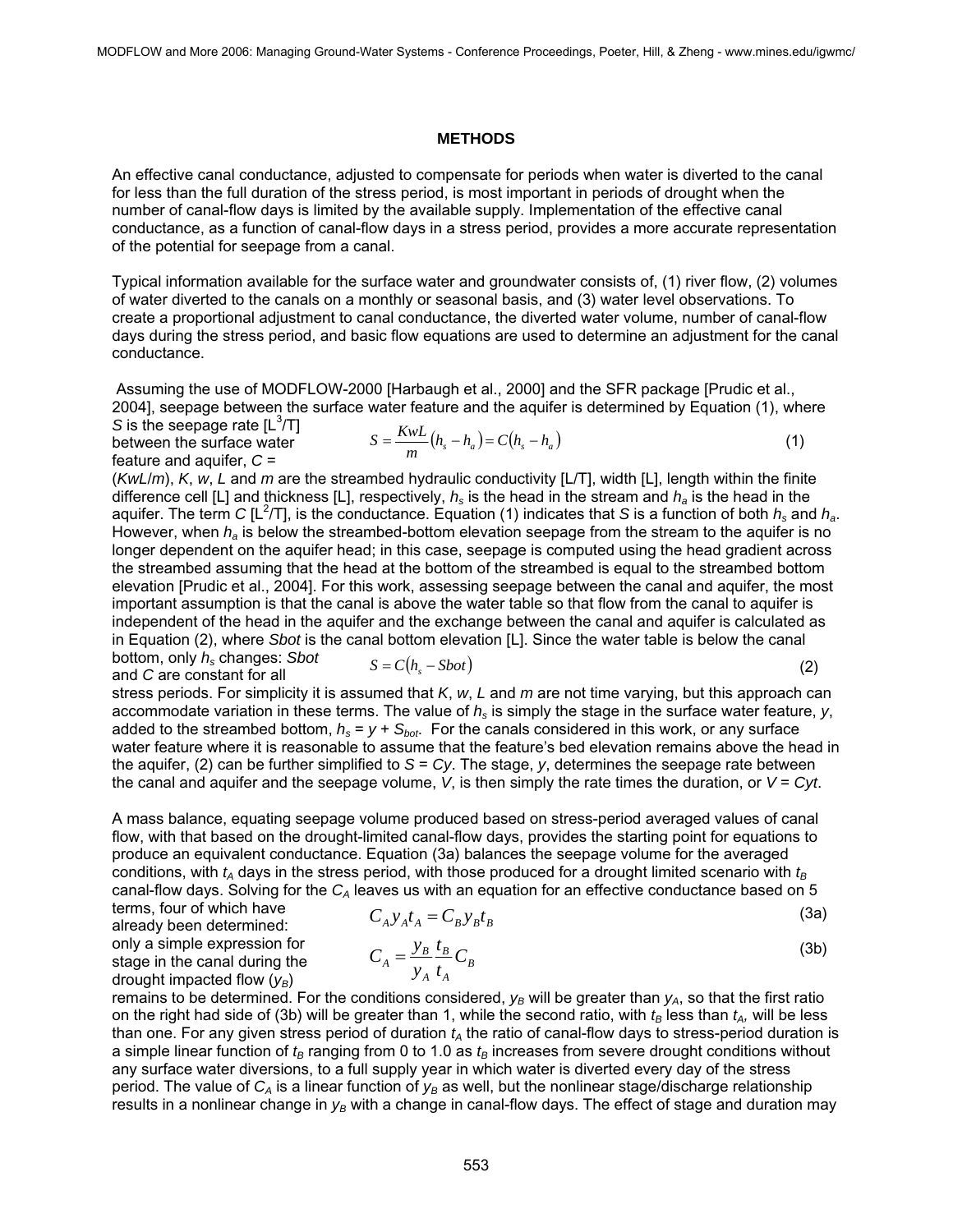## METHODS

An effective canal conductance, adjusted to compensate for periods when water is diverted to the canal for less than the full duration of the stress period, is most important in periods of drought when the number of canal-flow days is limited by the available supply. Implementation of the effective canal conductance, as a function of canal-flow days in a stress period, provides a more accurate representation of the potential for seepage from a canal.

Typical information available for the surface water and groundwater consists of, (1) river flow, (2) volumes of water diverted to the canals on a monthly or seasonal basis, and (3) water level observations. To create a proportional adjustment to canal conductance, the diverted water volume, number of canal-flow days during the stress period, and basic flow equations are used to determine an adjustment for the canal conductance.

Assuming the use of MODFLOW-2000 [Harbaugh et al., 2000] and the SFR package [Prudic et al., 2004], seepage between the surface water feature and the aquifer is determined by Equation (1), where *S* is the seepage rate [$L^3/T$] between the surface water feature and aquifer, $C = (KwL/m)$, *K*, *w*, *L* and *m* are the streambed hydraulic conductivity [L/T], width [L], length within the finite difference cell [L] and thickness [L], respectively, $h_s$ is the head in the stream and $h_a$ is the head in the aquifer. The term *C* [$L^2/T$], is the conductance. Equation (1) indicates that *S* is a function of both $h_s$ and $h_a$. However, when $h_a$ is below the streambed-bottom elevation seepage from the stream to the aquifer is no longer dependent on the aquifer head; in this case, seepage is computed using the head gradient across the streambed assuming that the head at the bottom of the streambed is equal to the streambed bottom elevation [Prudic et al., 2004]. For this work, assessing seepage between the canal and aquifer, the most important assumption is that the canal is above the water table so that flow from the canal to aquifer is independent of the head in the aquifer and the exchange between the canal and aquifer is calculated as in Equation (2), where *Sbot* is the canal bottom elevation [L]. Since the water table is below the canal bottom, only $h_s$ changes: *Sbot* and *C* are constant for all stress periods.

$$S = \frac{KwL}{m}\left(h_s - h_a\right) = C\left(h_s - h_a\right) \tag{1}$$

$$S = C\left(h_s - Sbot\right) \tag{2}$$

For simplicity it is assumed that *K*, *w*, *L* and *m* are not time varying, but this approach can accommodate variation in these terms. The value of $h_s$ is simply the stage in the surface water feature, *y*, added to the streambed bottom, $h_s = y + S_{bot}$. For the canals considered in this work, or any surface water feature where it is reasonable to assume that the feature's bed elevation remains above the head in the aquifer, (2) can be further simplified to $S = Cy$. The stage, *y*, determines the seepage rate between the canal and aquifer and the seepage volume, *V*, is then simply the rate times the duration, or $V = Cyt$.

A mass balance, equating seepage volume produced based on stress-period averaged values of canal flow, with that based on the drought-limited canal-flow days, provides the starting point for equations to produce an equivalent conductance. Equation (3a) balances the seepage volume for the averaged conditions, with $t_A$ days in the stress period, with those produced for a drought limited scenario with $t_B$ canal-flow days. Solving for the $C_A$ leaves us with an equation for an effective conductance based on 5 terms, four of which have already been determined: only a simple expression for stage in the canal during the drought impacted flow ($y_B$) remains to be determined.

$$C_A y_A t_A = C_B y_B t_B \tag{3a}$$

$$C_A = \frac{y_B}{y_A}\frac{t_B}{t_A}C_B \tag{3b}$$

For the conditions considered, $y_B$ will be greater than $y_A$, so that the first ratio on the right had side of (3b) will be greater than 1, while the second ratio, with $t_B$ less than $t_A$, will be less than one. For any given stress period of duration $t_A$ the ratio of canal-flow days to stress-period duration is a simple linear function of $t_B$ ranging from 0 to 1.0 as $t_B$ increases from severe drought conditions without any surface water diversions, to a full supply year in which water is diverted every day of the stress period. The value of $C_A$ is a linear function of $y_B$ as well, but the nonlinear stage/discharge relationship results in a nonlinear change in $y_B$ with a change in canal-flow days. The effect of stage and duration may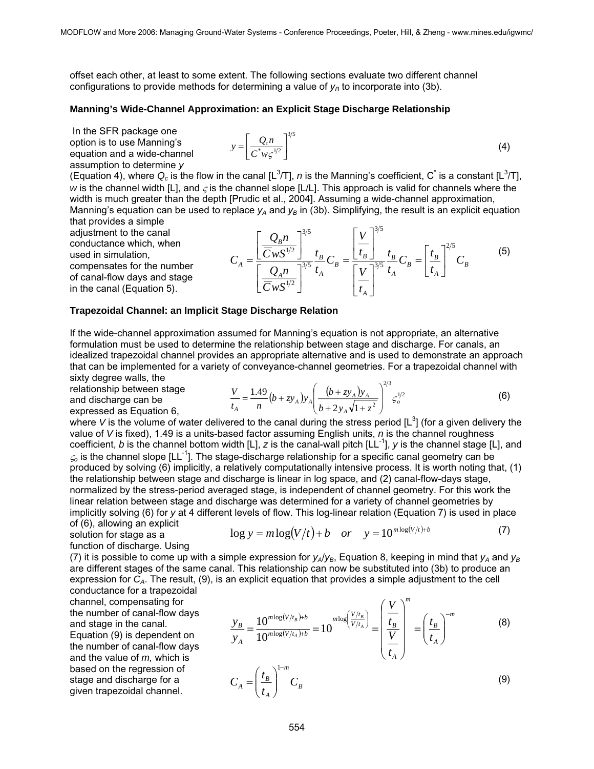offset each other, at least to some extent. The following sections evaluate two different channel configurations to provide methods for determining a value of $y_B$ to incorporate into (3b).

### Manning's Wide-Channel Approximation: an Explicit Stage Discharge Relationship

In the SFR package one option is to use Manning's equation and a wide-channel assumption to determine $y$

$$y = \left[ \frac{Q_c n}{C^* w \varsigma^{1/2}} \right]^{3/5} \tag{4}$$

(Equation 4), where $Q_c$ is the flow in the canal [L$^3$/T], $n$ is the Manning's coefficient, $C^*$ is a constant [L$^3$/T], $w$ is the channel width [L], and $\varsigma$ is the channel slope [L/L]. This approach is valid for channels where the width is much greater than the depth [Prudic et al., 2004]. Assuming a wide-channel approximation, Manning's equation can be used to replace $y_A$ and $y_B$ in (3b). Simplifying, the result is an explicit equation that provides a simple adjustment to the canal conductance which, when used in simulation, compensates for the number of canal-flow days and stage in the canal (Equation 5).

$$C_A = \frac{\left[ \dfrac{Q_B n}{\overline{C} w S^{1/2}} \right]^{3/5}}{\left[ \dfrac{Q_A n}{\overline{C} w S^{1/2}} \right]^{3/5}} \frac{t_B}{t_A} C_B = \frac{\left[ \dfrac{V}{t_B} \right]^{3/5}}{\left[ \dfrac{V}{t_A} \right]^{3/5}} \frac{t_B}{t_A} C_B = \left[ \frac{t_B}{t_A} \right]^{2/5} C_B \tag{5}$$

### Trapezoidal Channel: an Implicit Stage Discharge Relation

If the wide-channel approximation assumed for Manning's equation is not appropriate, an alternative formulation must be used to determine the relationship between stage and discharge. For canals, an idealized trapezoidal channel provides an appropriate alternative and is used to demonstrate an approach that can be implemented for a variety of conveyance-channel geometries. For a trapezoidal channel with sixty degree walls, the relationship between stage and discharge can be expressed as Equation 6,

$$\frac{V}{t_A} = \frac{1.49}{n} \left( b + z y_A \right) y_A \left( \frac{\left( b + z y_A \right) y_A}{b + 2 y_A \sqrt{1 + z^2}} \right)^{2/3} \varsigma_o^{1/2} \tag{6}$$

where $V$ is the volume of water delivered to the canal during the stress period [L$^3$] (for a given delivery the value of $V$ is fixed), 1.49 is a units-based factor assuming English units, $n$ is the channel roughness coefficient, $b$ is the channel bottom width [L], $z$ is the canal-wall pitch [LL$^{-1}$], $y$ is the channel stage [L], and $\varsigma_o$ is the channel slope [LL$^{-1}$]. The stage-discharge relationship for a specific canal geometry can be produced by solving (6) implicitly, a relatively computationally intensive process. It is worth noting that, (1) the relationship between stage and discharge is linear in log space, and (2) canal-flow-days stage, normalized by the stress-period averaged stage, is independent of channel geometry. For this work the linear relation between stage and discharge was determined for a variety of channel geometries by implicitly solving (6) for $y$ at 4 different levels of flow. This log-linear relation (Equation 7) is used in place of (6), allowing an explicit solution for stage as a function of discharge. Using

$$\log y = m \log(V/t) + b \quad or \quad y = 10^{m \log(V/t) + b} \tag{7}$$

(7) it is possible to come up with a simple expression for $y_A/y_B$, Equation 8, keeping in mind that $y_A$ and $y_B$ are different stages of the same canal. This relationship can now be substituted into (3b) to produce an expression for $C_A$. The result, (9), is an explicit equation that provides a simple adjustment to the cell conductance for a trapezoidal channel, compensating for the number of canal-flow days and stage in the canal. Equation (9) is dependent on the number of canal-flow days and the value of $m$, which is based on the regression of stage and discharge for a given trapezoidal channel.

$$\frac{y_B}{y_A} = \frac{10^{m \log(V/t_B) + b}}{10^{m \log(V/t_A) + b}} = 10^{m \log\left( \frac{V/t_B}{V/t_A} \right)} = \left( \frac{\dfrac{V}{t_B}}{\dfrac{V}{t_A}} \right)^m = \left( \frac{t_B}{t_A} \right)^{-m} \tag{8}$$

$$C_A = \left( \frac{t_B}{t_A} \right)^{1-m} C_B \tag{9}$$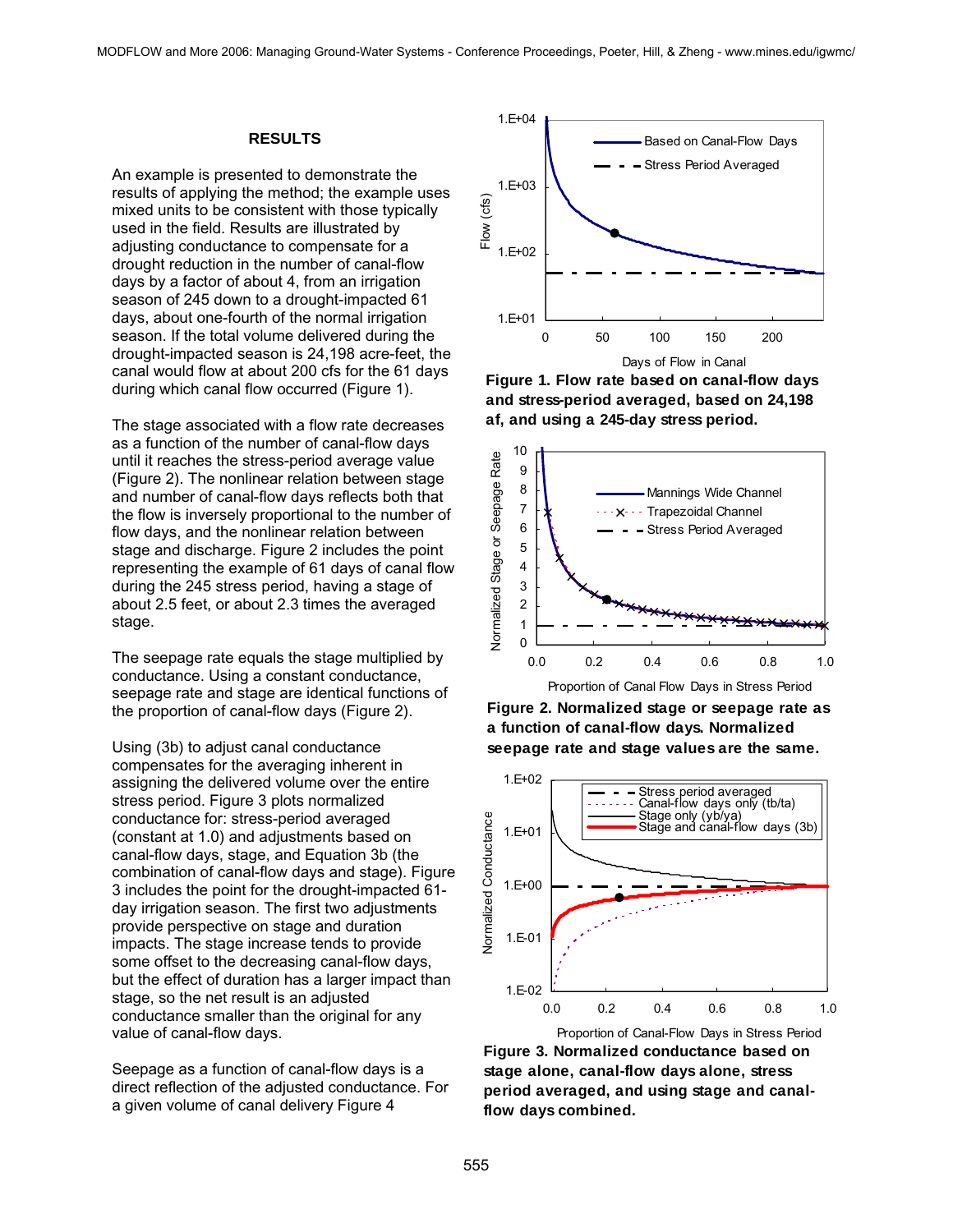## RESULTS

An example is presented to demonstrate the results of applying the method; the example uses mixed units to be consistent with those typically used in the field. Results are illustrated by adjusting conductance to compensate for a drought reduction in the number of canal-flow days by a factor of about 4, from an irrigation season of 245 down to a drought-impacted 61 days, about one-fourth of the normal irrigation season. If the total volume delivered during the drought-impacted season is 24,198 acre-feet, the canal would flow at about 200 cfs for the 61 days during which canal flow occurred (Figure 1).

The stage associated with a flow rate decreases as a function of the number of canal-flow days until it reaches the stress-period average value (Figure 2). The nonlinear relation between stage and number of canal-flow days reflects both that the flow is inversely proportional to the number of flow days, and the nonlinear relation between stage and discharge. Figure 2 includes the point representing the example of 61 days of canal flow during the 245 stress period, having a stage of about 2.5 feet, or about 2.3 times the averaged stage.

The seepage rate equals the stage multiplied by conductance. Using a constant conductance, seepage rate and stage are identical functions of the proportion of canal-flow days (Figure 2).

Using (3b) to adjust canal conductance compensates for the averaging inherent in assigning the delivered volume over the entire stress period. Figure 3 plots normalized conductance for: stress-period averaged (constant at 1.0) and adjustments based on canal-flow days, stage, and Equation 3b (the combination of canal-flow days and stage). Figure 3 includes the point for the drought-impacted 61-day irrigation season. The first two adjustments provide perspective on stage and duration impacts. The stage increase tends to provide some offset to the decreasing canal-flow days, but the effect of duration has a larger impact than stage, so the net result is an adjusted conductance smaller than the original for any value of canal-flow days.

Seepage as a function of canal-flow days is a direct reflection of the adjusted conductance. For a given volume of canal delivery Figure 4

**Figure 1. Flow rate based on canal-flow days and stress-period averaged, based on 24,198 af, and using a 245-day stress period.**

**Figure 2. Normalized stage or seepage rate as a function of canal-flow days. Normalized seepage rate and stage values are the same.**

**Figure 3. Normalized conductance based on stage alone, canal-flow days alone, stress period averaged, and using stage and canal-flow days combined.**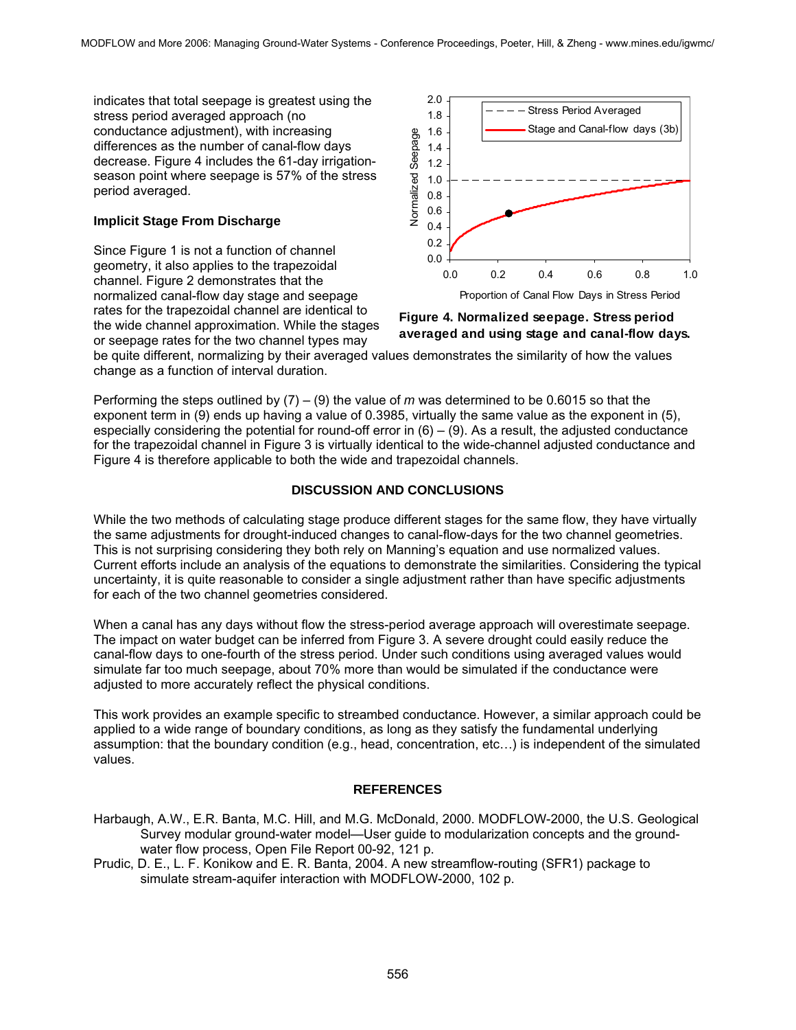indicates that total seepage is greatest using the stress period averaged approach (no conductance adjustment), with increasing differences as the number of canal-flow days decrease. Figure 4 includes the 61-day irrigation-season point where seepage is 57% of the stress period averaged.

### Implicit Stage From Discharge

Since Figure 1 is not a function of channel geometry, it also applies to the trapezoidal channel. Figure 2 demonstrates that the normalized canal-flow day stage and seepage rates for the trapezoidal channel are identical to the wide channel approximation. While the stages or seepage rates for the two channel types may be quite different, normalizing by their averaged values demonstrates the similarity of how the values change as a function of interval duration.

Normalized Seepage
2.0
1.8
1.6
1.4
1.2
1.0
0.8
0.6
0.4
0.2
0.0
0.0 0.2 0.4 0.6 0.8 1.0
Proportion of Canal Flow Days in Stress Period
Stress Period Averaged
Stage and Canal-flow days (3b)

**Figure 4. Normalized seepage. Stress period averaged and using stage and canal-flow days.**

Performing the steps outlined by (7) – (9) the value of $m$ was determined to be 0.6015 so that the exponent term in (9) ends up having a value of 0.3985, virtually the same value as the exponent in (5), especially considering the potential for round-off error in (6) – (9). As a result, the adjusted conductance for the trapezoidal channel in Figure 3 is virtually identical to the wide-channel adjusted conductance and Figure 4 is therefore applicable to both the wide and trapezoidal channels.

## DISCUSSION AND CONCLUSIONS

While the two methods of calculating stage produce different stages for the same flow, they have virtually the same adjustments for drought-induced changes to canal-flow-days for the two channel geometries. This is not surprising considering they both rely on Manning's equation and use normalized values. Current efforts include an analysis of the equations to demonstrate the similarities. Considering the typical uncertainty, it is quite reasonable to consider a single adjustment rather than have specific adjustments for each of the two channel geometries considered.

When a canal has any days without flow the stress-period average approach will overestimate seepage. The impact on water budget can be inferred from Figure 3. A severe drought could easily reduce the canal-flow days to one-fourth of the stress period. Under such conditions using averaged values would simulate far too much seepage, about 70% more than would be simulated if the conductance were adjusted to more accurately reflect the physical conditions.

This work provides an example specific to streambed conductance. However, a similar approach could be applied to a wide range of boundary conditions, as long as they satisfy the fundamental underlying assumption: that the boundary condition (e.g., head, concentration, etc…) is independent of the simulated values.

## REFERENCES

Harbaugh, A.W., E.R. Banta, M.C. Hill, and M.G. McDonald, 2000. MODFLOW-2000, the U.S. Geological Survey modular ground-water model—User guide to modularization concepts and the ground-water flow process, Open File Report 00-92, 121 p.

Prudic, D. E., L. F. Konikow and E. R. Banta, 2004. A new streamflow-routing (SFR1) package to simulate stream-aquifer interaction with MODFLOW-2000, 102 p.